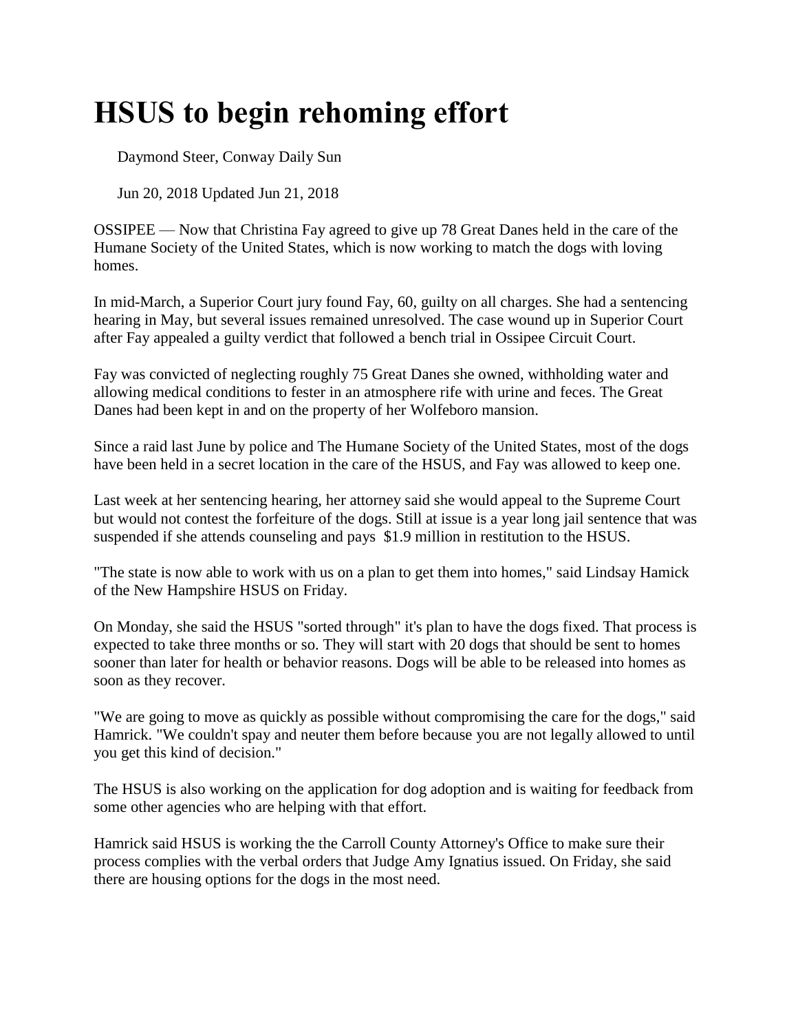# HSUS to begin rehoming effort

Daymond Steer, Conway Daily Sun

Jun 20, 2018 Updated Jun 21, 2018

OSSIPEE — Now that Christina Fay agreed to give up 78 Great Danes held in the care of the Humane Society of the United States, which is now working to match the dogs with loving homes.

In mid-March, a Superior Court jury found Fay, 60, guilty on all charges. She had a sentencing hearing in May, but several issues remained unresolved. The case wound up in Superior Court after Fay appealed a guilty verdict that followed a bench trial in Ossipee Circuit Court.

Fay was convicted of neglecting roughly 75 Great Danes she owned, withholding water and allowing medical conditions to fester in an atmosphere rife with urine and feces. The Great Danes had been kept in and on the property of her Wolfeboro mansion.

Since a raid last June by police and The Humane Society of the United States, most of the dogs have been held in a secret location in the care of the HSUS, and Fay was allowed to keep one.

Last week at her sentencing hearing, her attorney said she would appeal to the Supreme Court but would not contest the forfeiture of the dogs. Still at issue is a year long jail sentence that was suspended if she attends counseling and pays $1.9 million in restitution to the HSUS.

"The state is now able to work with us on a plan to get them into homes," said Lindsay Hamick of the New Hampshire HSUS on Friday.

On Monday, she said the HSUS "sorted through" it's plan to have the dogs fixed. That process is expected to take three months or so. They will start with 20 dogs that should be sent to homes sooner than later for health or behavior reasons. Dogs will be able to be released into homes as soon as they recover.

"We are going to move as quickly as possible without compromising the care for the dogs," said Hamrick. "We couldn't spay and neuter them before because you are not legally allowed to until you get this kind of decision."

The HSUS is also working on the application for dog adoption and is waiting for feedback from some other agencies who are helping with that effort.

Hamrick said HSUS is working the the Carroll County Attorney's Office to make sure their process complies with the verbal orders that Judge Amy Ignatius issued. On Friday, she said there are housing options for the dogs in the most need.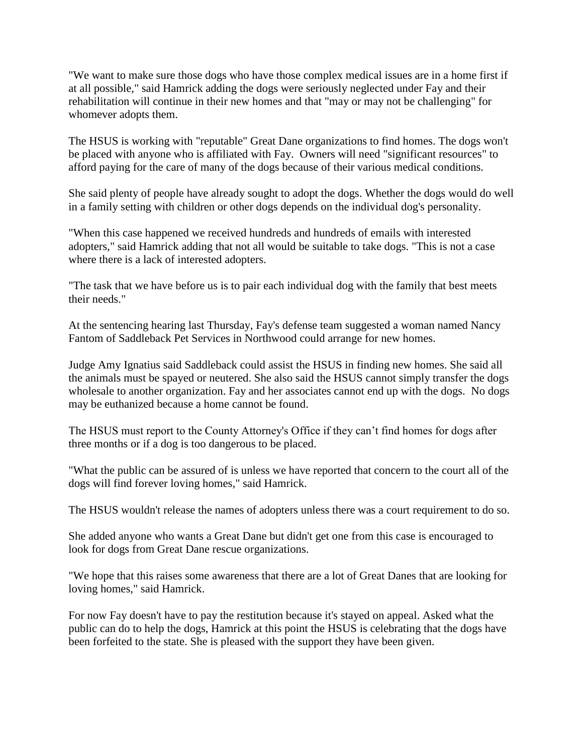"We want to make sure those dogs who have those complex medical issues are in a home first if at all possible," said Hamrick adding the dogs were seriously neglected under Fay and their rehabilitation will continue in their new homes and that "may or may not be challenging" for whomever adopts them.

The HSUS is working with "reputable" Great Dane organizations to find homes. The dogs won't be placed with anyone who is affiliated with Fay. Owners will need "significant resources" to afford paying for the care of many of the dogs because of their various medical conditions.

She said plenty of people have already sought to adopt the dogs. Whether the dogs would do well in a family setting with children or other dogs depends on the individual dog's personality.

"When this case happened we received hundreds and hundreds of emails with interested adopters," said Hamrick adding that not all would be suitable to take dogs. "This is not a case where there is a lack of interested adopters.

"The task that we have before us is to pair each individual dog with the family that best meets their needs."

At the sentencing hearing last Thursday, Fay's defense team suggested a woman named Nancy Fantom of Saddleback Pet Services in Northwood could arrange for new homes.

Judge Amy Ignatius said Saddleback could assist the HSUS in finding new homes. She said all the animals must be spayed or neutered. She also said the HSUS cannot simply transfer the dogs wholesale to another organization. Fay and her associates cannot end up with the dogs. No dogs may be euthanized because a home cannot be found.

The HSUS must report to the County Attorney's Office if they can't find homes for dogs after three months or if a dog is too dangerous to be placed.

"What the public can be assured of is unless we have reported that concern to the court all of the dogs will find forever loving homes," said Hamrick.

The HSUS wouldn't release the names of adopters unless there was a court requirement to do so.

She added anyone who wants a Great Dane but didn't get one from this case is encouraged to look for dogs from Great Dane rescue organizations.

"We hope that this raises some awareness that there are a lot of Great Danes that are looking for loving homes," said Hamrick.

For now Fay doesn't have to pay the restitution because it's stayed on appeal. Asked what the public can do to help the dogs, Hamrick at this point the HSUS is celebrating that the dogs have been forfeited to the state. She is pleased with the support they have been given.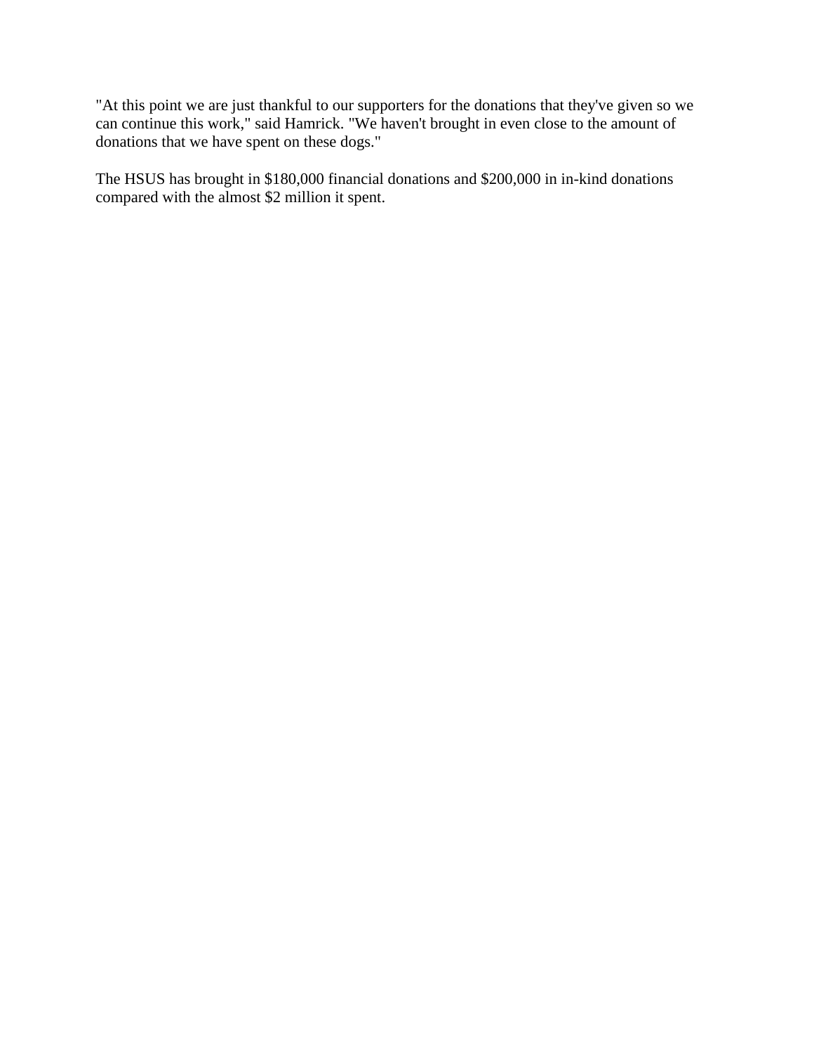"At this point we are just thankful to our supporters for the donations that they've given so we can continue this work," said Hamrick. "We haven't brought in even close to the amount of donations that we have spent on these dogs."

The HSUS has brought in $180,000 financial donations and $200,000 in in-kind donations compared with the almost $2 million it spent.